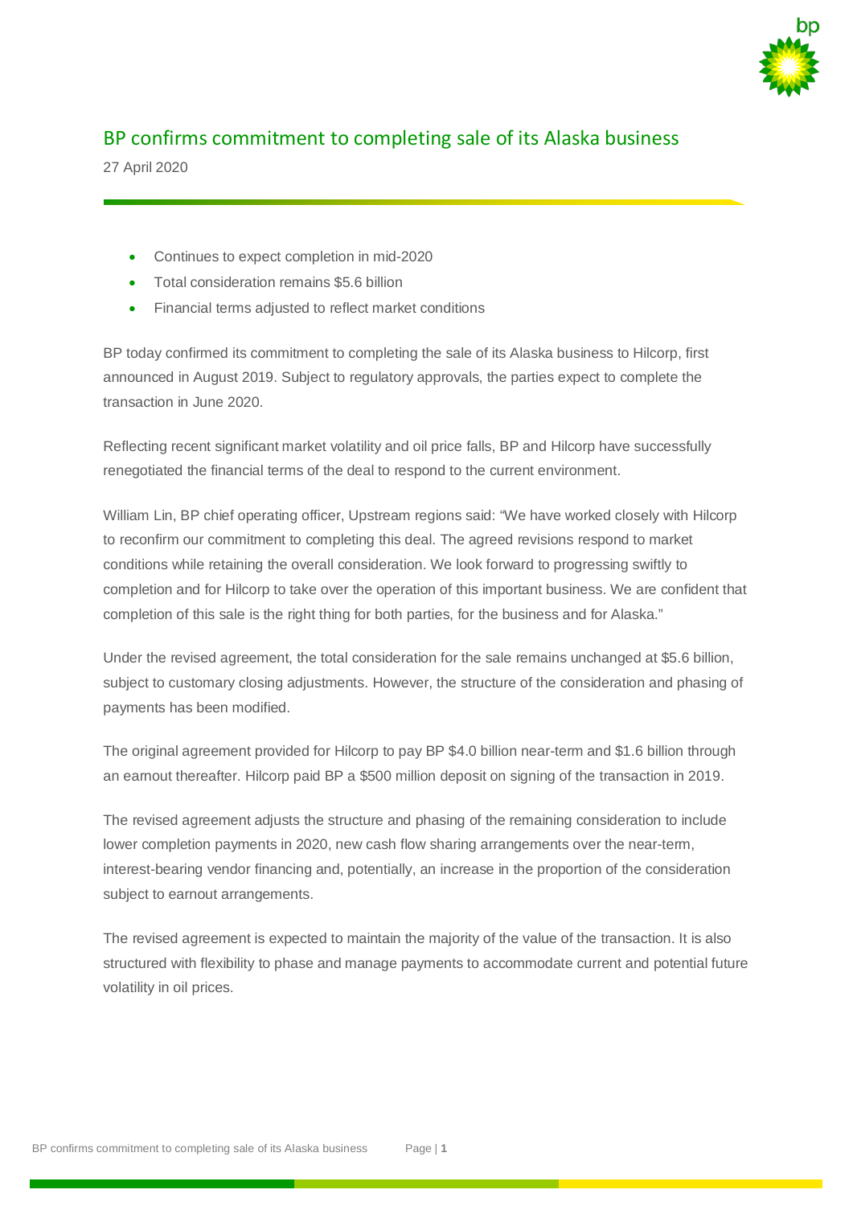# BP confirms commitment to completing sale of its Alaska business

27 April 2020

- Continues to expect completion in mid-2020
- Total consideration remains $5.6 billion
- Financial terms adjusted to reflect market conditions

BP today confirmed its commitment to completing the sale of its Alaska business to Hilcorp, first announced in August 2019. Subject to regulatory approvals, the parties expect to complete the transaction in June 2020.

Reflecting recent significant market volatility and oil price falls, BP and Hilcorp have successfully renegotiated the financial terms of the deal to respond to the current environment.

William Lin, BP chief operating officer, Upstream regions said: "We have worked closely with Hilcorp to reconfirm our commitment to completing this deal. The agreed revisions respond to market conditions while retaining the overall consideration. We look forward to progressing swiftly to completion and for Hilcorp to take over the operation of this important business. We are confident that completion of this sale is the right thing for both parties, for the business and for Alaska."

Under the revised agreement, the total consideration for the sale remains unchanged at $5.6 billion, subject to customary closing adjustments. However, the structure of the consideration and phasing of payments has been modified.

The original agreement provided for Hilcorp to pay BP $4.0 billion near-term and $1.6 billion through an earnout thereafter. Hilcorp paid BP a $500 million deposit on signing of the transaction in 2019.

The revised agreement adjusts the structure and phasing of the remaining consideration to include lower completion payments in 2020, new cash flow sharing arrangements over the near-term, interest-bearing vendor financing and, potentially, an increase in the proportion of the consideration subject to earnout arrangements.

The revised agreement is expected to maintain the majority of the value of the transaction. It is also structured with flexibility to phase and manage payments to accommodate current and potential future volatility in oil prices.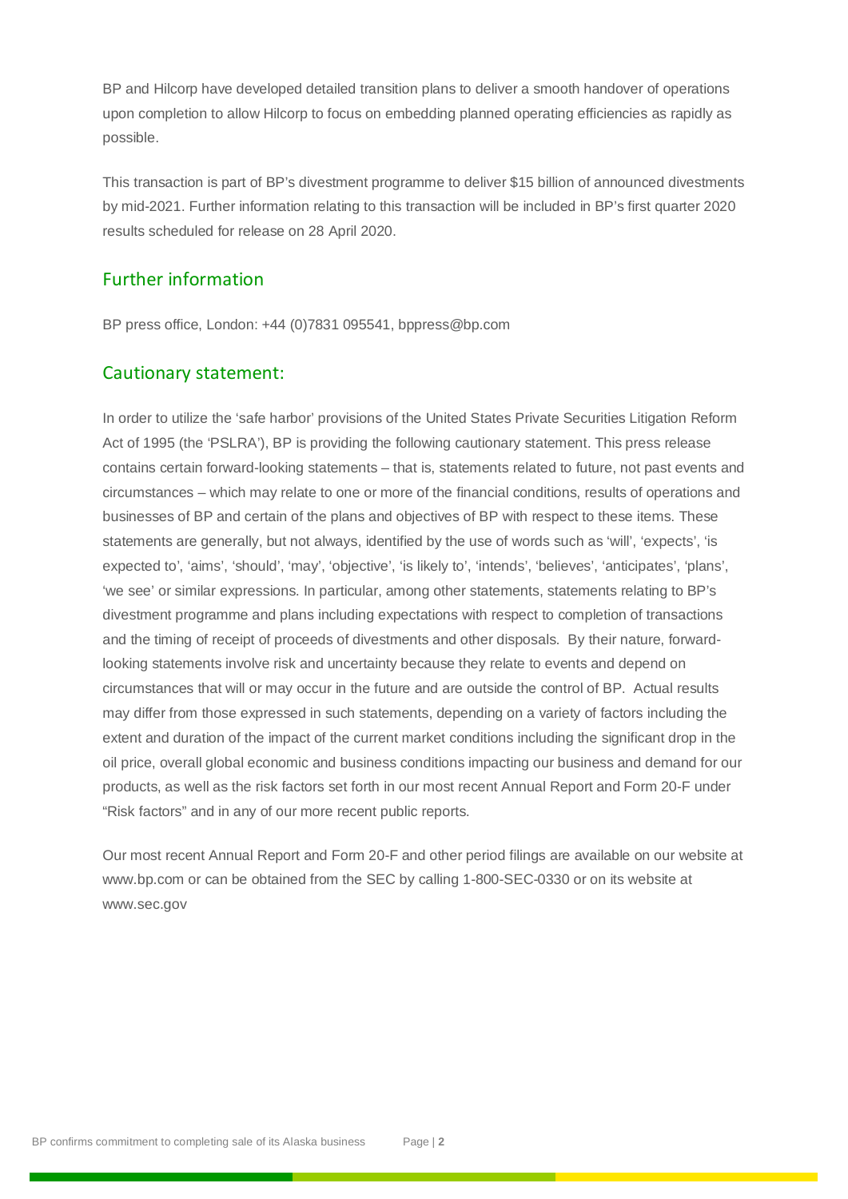BP and Hilcorp have developed detailed transition plans to deliver a smooth handover of operations upon completion to allow Hilcorp to focus on embedding planned operating efficiencies as rapidly as possible.

This transaction is part of BP's divestment programme to deliver $15 billion of announced divestments by mid-2021. Further information relating to this transaction will be included in BP's first quarter 2020 results scheduled for release on 28 April 2020.

## Further information

BP press office, London: +44 (0)7831 095541, bppress@bp.com

## Cautionary statement:

In order to utilize the 'safe harbor' provisions of the United States Private Securities Litigation Reform Act of 1995 (the 'PSLRA'), BP is providing the following cautionary statement. This press release contains certain forward-looking statements – that is, statements related to future, not past events and circumstances – which may relate to one or more of the financial conditions, results of operations and businesses of BP and certain of the plans and objectives of BP with respect to these items. These statements are generally, but not always, identified by the use of words such as 'will', 'expects', 'is expected to', 'aims', 'should', 'may', 'objective', 'is likely to', 'intends', 'believes', 'anticipates', 'plans', 'we see' or similar expressions. In particular, among other statements, statements relating to BP's divestment programme and plans including expectations with respect to completion of transactions and the timing of receipt of proceeds of divestments and other disposals. By their nature, forward-looking statements involve risk and uncertainty because they relate to events and depend on circumstances that will or may occur in the future and are outside the control of BP. Actual results may differ from those expressed in such statements, depending on a variety of factors including the extent and duration of the impact of the current market conditions including the significant drop in the oil price, overall global economic and business conditions impacting our business and demand for our products, as well as the risk factors set forth in our most recent Annual Report and Form 20-F under "Risk factors" and in any of our more recent public reports.

Our most recent Annual Report and Form 20-F and other period filings are available on our website at www.bp.com or can be obtained from the SEC by calling 1-800-SEC-0330 or on its website at www.sec.gov